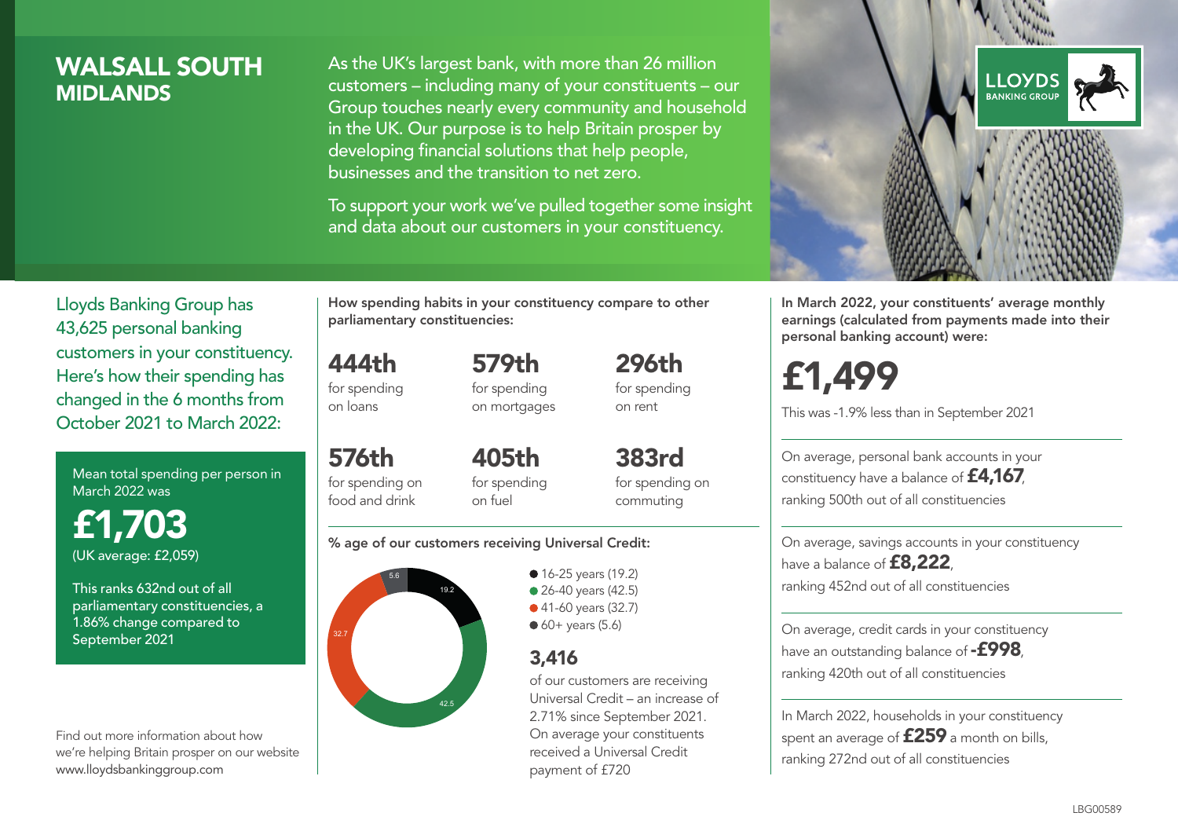# WALSALL SOUTH
## MIDLANDS

As the UK's largest bank, with more than 26 million customers – including many of your constituents – our Group touches nearly every community and household in the UK. Our purpose is to help Britain prosper by developing financial solutions that help people, businesses and the transition to net zero.

To support your work we've pulled together some insight and data about our customers in your constituency.

LLOYDS BANKING GROUP

Lloyds Banking Group has 43,625 personal banking customers in your constituency. Here's how their spending has changed in the 6 months from October 2021 to March 2022:

Mean total spending per person in March 2022 was

**£1,703**
(UK average: £2,059)

This ranks 632nd out of all parliamentary constituencies, a 1.86% change compared to September 2021

Find out more information about how we're helping Britain prosper on our website www.lloydsbankinggroup.com

**How spending habits in your constituency compare to other parliamentary constituencies:**

**444th** for spending on loans

**579th** for spending on mortgages

**296th** for spending on rent

**576th** for spending on food and drink

**405th** for spending on fuel

**383rd** for spending on commuting

**% age of our customers receiving Universal Credit:**

- 16-25 years (19.2)
- 26-40 years (42.5)
- 41-60 years (32.7)
- 60+ years (5.6)

**3,416**
of our customers are receiving Universal Credit – an increase of 2.71% since September 2021. On average your constituents received a Universal Credit payment of £720

**In March 2022, your constituents' average monthly earnings (calculated from payments made into their personal banking account) were:**

**£1,499**
This was -1.9% less than in September 2021

On average, personal bank accounts in your constituency have a balance of **£4,167**, ranking 500th out of all constituencies

On average, savings accounts in your constituency have a balance of **£8,222**, ranking 452nd out of all constituencies

On average, credit cards in your constituency have an outstanding balance of **-£998**, ranking 420th out of all constituencies

In March 2022, households in your constituency spent an average of **£259** a month on bills, ranking 272nd out of all constituencies

LBG00589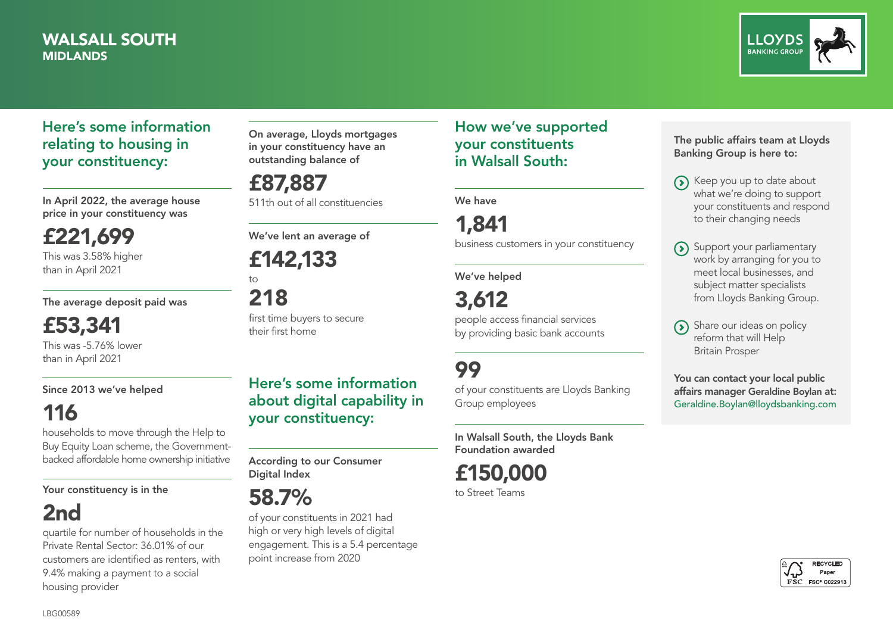# WALSALL SOUTH
## MIDLANDS

## Here's some information relating to housing in your constituency:

In April 2022, the average house price in your constituency was

**£221,699**

This was 3.58% higher than in April 2021

The average deposit paid was

**£53,341**

This was -5.76% lower than in April 2021

Since 2013 we've helped

**116**

households to move through the Help to Buy Equity Loan scheme, the Government-backed affordable home ownership initiative

Your constituency is in the

**2nd**

quartile for number of households in the Private Rental Sector: 36.01% of our customers are identified as renters, with 9.4% making a payment to a social housing provider

On average, Lloyds mortgages in your constituency have an outstanding balance of

**£87,887**

511th out of all constituencies

We've lent an average of

**£142,133**

to

**218**

first time buyers to secure their first home

## Here's some information about digital capability in your constituency:

According to our Consumer Digital Index

**58.7%**

of your constituents in 2021 had high or very high levels of digital engagement. This is a 5.4 percentage point increase from 2020

## How we've supported your constituents in Walsall South:

We have

**1,841**

business customers in your constituency

We've helped

**3,612**

people access financial services by providing basic bank accounts

**99**

of your constituents are Lloyds Banking Group employees

In Walsall South, the Lloyds Bank Foundation awarded

**£150,000**

to Street Teams

The public affairs team at Lloyds Banking Group is here to:

- Keep you up to date about what we're doing to support your constituents and respond to their changing needs
- Support your parliamentary work by arranging for you to meet local businesses, and subject matter specialists from Lloyds Banking Group.
- Share our ideas on policy reform that will Help Britain Prosper

You can contact your local public affairs manager Geraldine Boylan at: Geraldine.Boylan@lloydsbanking.com

LBG00589